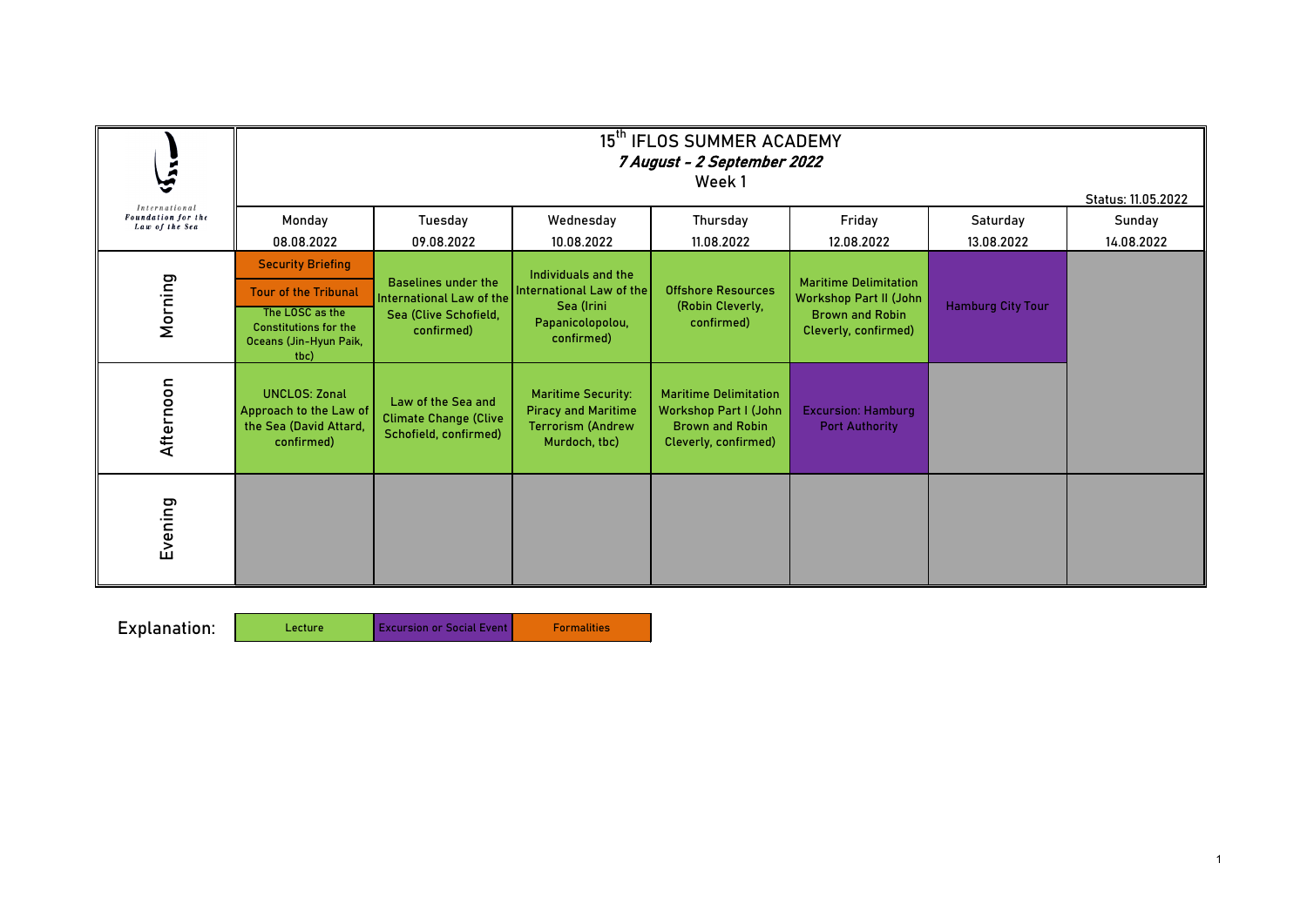International Foundation for the Law of the Sea

# 15th IFLOS SUMMER ACADEMY

***7 August - 2 September 2022***

Week 1

Status: 11.05.2022

| | Monday 08.08.2022 | Tuesday 09.08.2022 | Wednesday 10.08.2022 | Thursday 11.08.2022 | Friday 12.08.2022 | Saturday 13.08.2022 | Sunday 14.08.2022 |
|---|---|---|---|---|---|---|---|
| Morning | Security Briefing<br>Tour of the Tribunal<br>The LOSC as the Constitutions for the Oceans (Jin-Hyun Paik, tbc) | Baselines under the International Law of the Sea (Clive Schofield, confirmed) | Individuals and the International Law of the Sea (Irini Papanicolopolou, confirmed) | Offshore Resources (Robin Cleverly, confirmed) | Maritime Delimitation Workshop Part II (John Brown and Robin Cleverly, confirmed) | Hamburg City Tour | |
| Afternoon | UNCLOS: Zonal Approach to the Law of the Sea (David Attard, confirmed) | Law of the Sea and Climate Change (Clive Schofield, confirmed) | Maritime Security: Piracy and Maritime Terrorism (Andrew Murdoch, tbc) | Maritime Delimitation Workshop Part I (John Brown and Robin Cleverly, confirmed) | Excursion: Hamburg Port Authority | | |
| Evening | | | | | | | |

Explanation:

| Lecture | Excursion or Social Event | Formalities |
|---|---|---|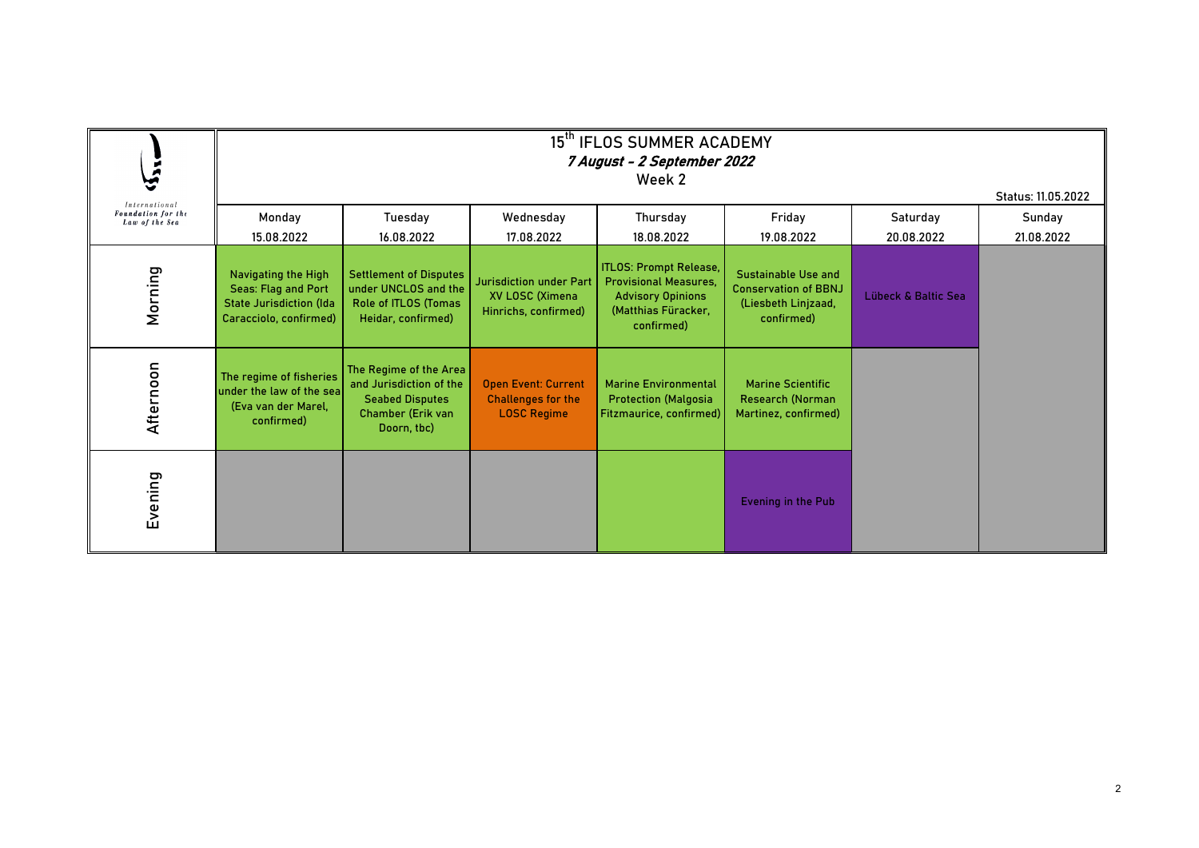# 15th IFLOS SUMMER ACADEMY

***7 August - 2 September 2022***

Week 2

Status: 11.05.2022

International Foundation for the Law of the Sea

| | Monday 15.08.2022 | Tuesday 16.08.2022 | Wednesday 17.08.2022 | Thursday 18.08.2022 | Friday 19.08.2022 | Saturday 20.08.2022 | Sunday 21.08.2022 |
|---|---|---|---|---|---|---|---|
| Morning | Navigating the High Seas: Flag and Port State Jurisdiction (Ida Caracciolo, confirmed) | Settlement of Disputes under UNCLOS and the Role of ITLOS (Tomas Heidar, confirmed) | Jurisdiction under Part XV LOSC (Ximena Hinrichs, confirmed) | ITLOS: Prompt Release, Provisional Measures, Advisory Opinions (Matthias Füracker, confirmed) | Sustainable Use and Conservation of BBNJ (Liesbeth Linjzaad, confirmed) | Lübeck & Baltic Sea | |
| Afternoon | The regime of fisheries under the law of the sea (Eva van der Marel, confirmed) | The Regime of the Area and Jurisdiction of the Seabed Disputes Chamber (Erik van Doorn, tbc) | Open Event: Current Challenges for the LOSC Regime | Marine Environmental Protection (Malgosia Fitzmaurice, confirmed) | Marine Scientific Research (Norman Martinez, confirmed) | | |
| Evening | | | | | Evening in the Pub | | |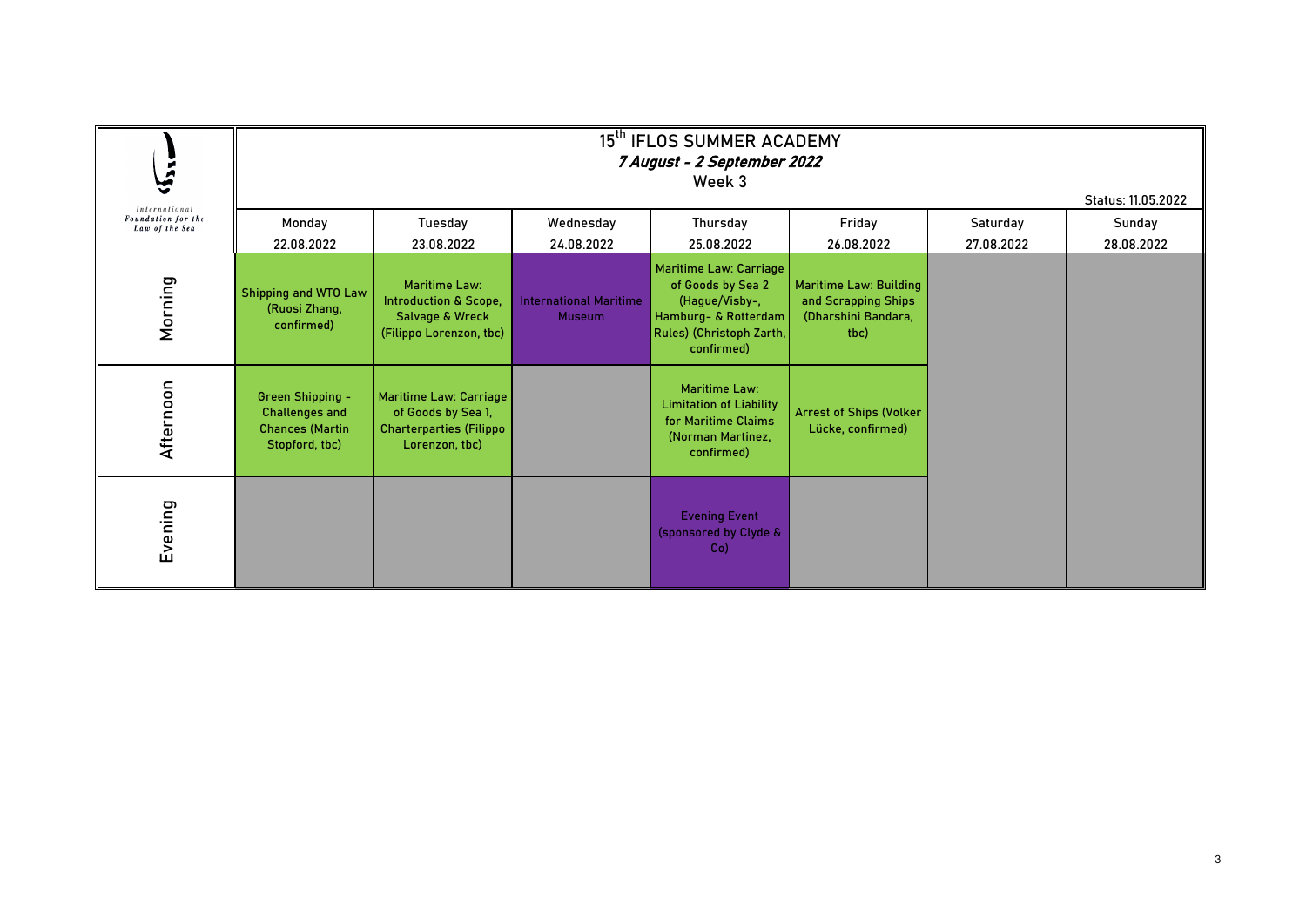# 15th IFLOS SUMMER ACADEMY

***7 August - 2 September 2022***

Week 3

International Foundation for the Law of the Sea

Status: 11.05.2022

| | Monday 22.08.2022 | Tuesday 23.08.2022 | Wednesday 24.08.2022 | Thursday 25.08.2022 | Friday 26.08.2022 | Saturday 27.08.2022 | Sunday 28.08.2022 |
|---|---|---|---|---|---|---|---|
| Morning | Shipping and WTO Law (Ruosi Zhang, confirmed) | Maritime Law: Introduction & Scope, Salvage & Wreck (Filippo Lorenzon, tbc) | International Maritime Museum | Maritime Law: Carriage of Goods by Sea 2 (Hague/Visby-, Hamburg- & Rotterdam Rules) (Christoph Zarth, confirmed) | Maritime Law: Building and Scrapping Ships (Dharshini Bandara, tbc) | | |
| Afternoon | Green Shipping - Challenges and Chances (Martin Stopford, tbc) | Maritime Law: Carriage of Goods by Sea 1, Charterparties (Filippo Lorenzon, tbc) | | Maritime Law: Limitation of Liability for Maritime Claims (Norman Martinez, confirmed) | Arrest of Ships (Volker Lücke, confirmed) | | |
| Evening | | | | Evening Event (sponsored by Clyde & Co) | | | |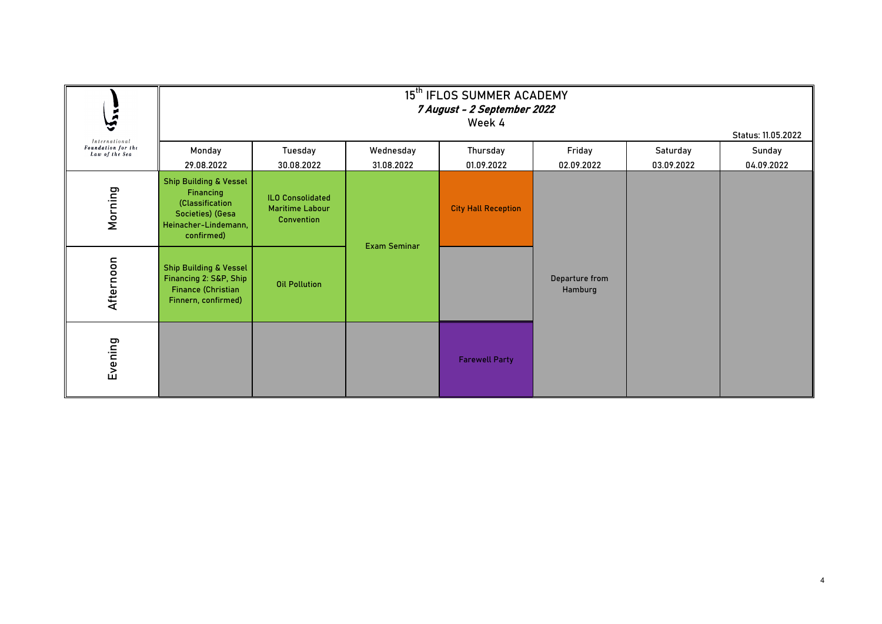International Foundation for the Law of the Sea

# 15th IFLOS SUMMER ACADEMY

***7 August - 2 September 2022***

Week 4

Status: 11.05.2022

| | Monday 29.08.2022 | Tuesday 30.08.2022 | Wednesday 31.08.2022 | Thursday 01.09.2022 | Friday 02.09.2022 | Saturday 03.09.2022 | Sunday 04.09.2022 |
|---|---|---|---|---|---|---|---|
| Morning | Ship Building & Vessel Financing (Classification Societies) (Gesa Heinacher-Lindemann, confirmed) | ILO Consolidated Maritime Labour Convention | Exam Seminar | City Hall Reception | Departure from Hamburg | | |
| Afternoon | Ship Building & Vessel Financing 2: S&P, Ship Finance (Christian Finnern, confirmed) | Oil Pollution | | | | | |
| Evening | | | | Farewell Party | | | |